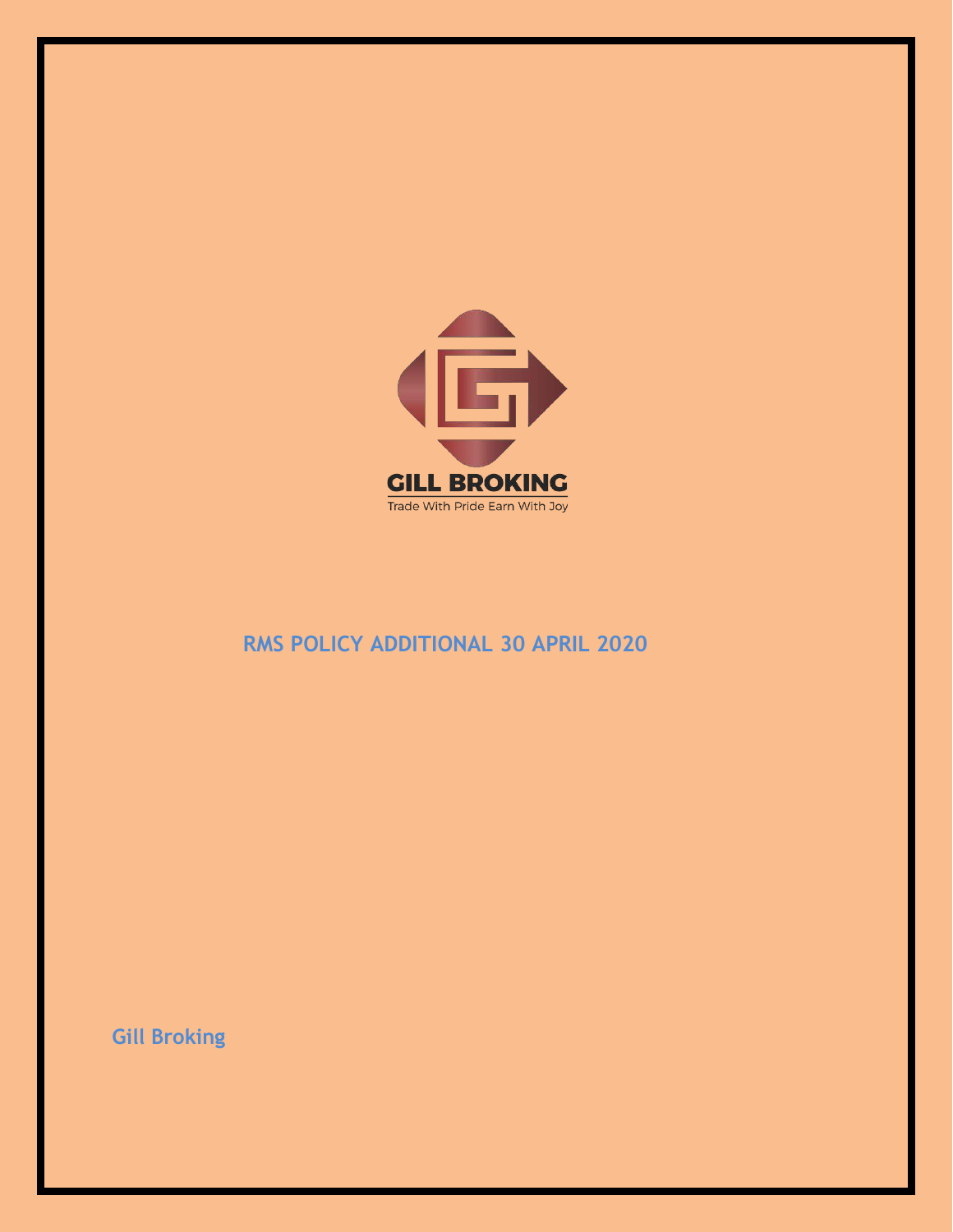GILL BROKING

Trade With Pride Earn With Joy

# RMS POLICY ADDITIONAL 30 APRIL 2020

**Gill Broking**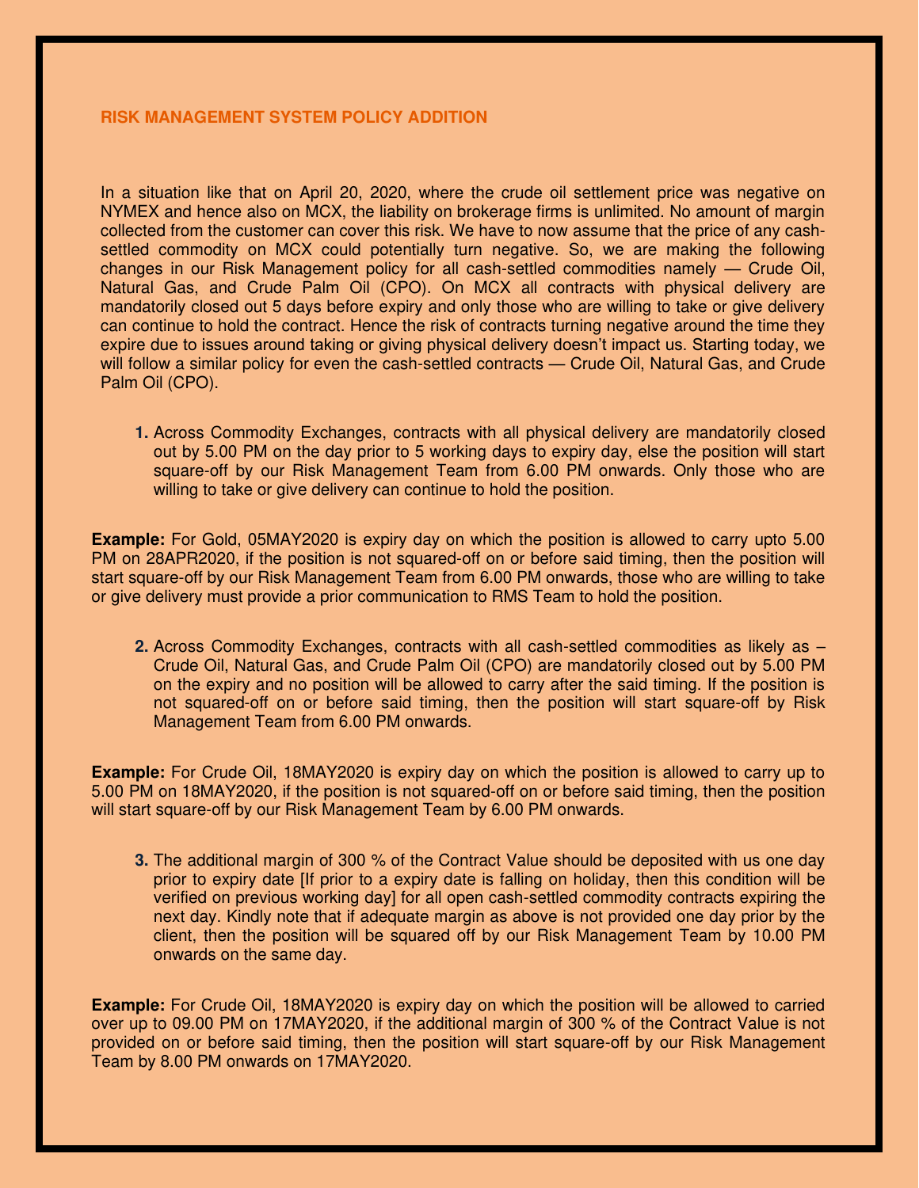## RISK MANAGEMENT SYSTEM POLICY ADDITION

In a situation like that on April 20, 2020, where the crude oil settlement price was negative on NYMEX and hence also on MCX, the liability on brokerage firms is unlimited. No amount of margin collected from the customer can cover this risk. We have to now assume that the price of any cash-settled commodity on MCX could potentially turn negative. So, we are making the following changes in our Risk Management policy for all cash-settled commodities namely — Crude Oil, Natural Gas, and Crude Palm Oil (CPO). On MCX all contracts with physical delivery are mandatorily closed out 5 days before expiry and only those who are willing to take or give delivery can continue to hold the contract. Hence the risk of contracts turning negative around the time they expire due to issues around taking or giving physical delivery doesn't impact us. Starting today, we will follow a similar policy for even the cash-settled contracts — Crude Oil, Natural Gas, and Crude Palm Oil (CPO).

1. Across Commodity Exchanges, contracts with all physical delivery are mandatorily closed out by 5.00 PM on the day prior to 5 working days to expiry day, else the position will start square-off by our Risk Management Team from 6.00 PM onwards. Only those who are willing to take or give delivery can continue to hold the position.

**Example:** For Gold, 05MAY2020 is expiry day on which the position is allowed to carry upto 5.00 PM on 28APR2020, if the position is not squared-off on or before said timing, then the position will start square-off by our Risk Management Team from 6.00 PM onwards, those who are willing to take or give delivery must provide a prior communication to RMS Team to hold the position.

2. Across Commodity Exchanges, contracts with all cash-settled commodities as likely as – Crude Oil, Natural Gas, and Crude Palm Oil (CPO) are mandatorily closed out by 5.00 PM on the expiry and no position will be allowed to carry after the said timing. If the position is not squared-off on or before said timing, then the position will start square-off by Risk Management Team from 6.00 PM onwards.

**Example:** For Crude Oil, 18MAY2020 is expiry day on which the position is allowed to carry up to 5.00 PM on 18MAY2020, if the position is not squared-off on or before said timing, then the position will start square-off by our Risk Management Team by 6.00 PM onwards.

3. The additional margin of 300 % of the Contract Value should be deposited with us one day prior to expiry date [If prior to a expiry date is falling on holiday, then this condition will be verified on previous working day] for all open cash-settled commodity contracts expiring the next day. Kindly note that if adequate margin as above is not provided one day prior by the client, then the position will be squared off by our Risk Management Team by 10.00 PM onwards on the same day.

**Example:** For Crude Oil, 18MAY2020 is expiry day on which the position will be allowed to carried over up to 09.00 PM on 17MAY2020, if the additional margin of 300 % of the Contract Value is not provided on or before said timing, then the position will start square-off by our Risk Management Team by 8.00 PM onwards on 17MAY2020.